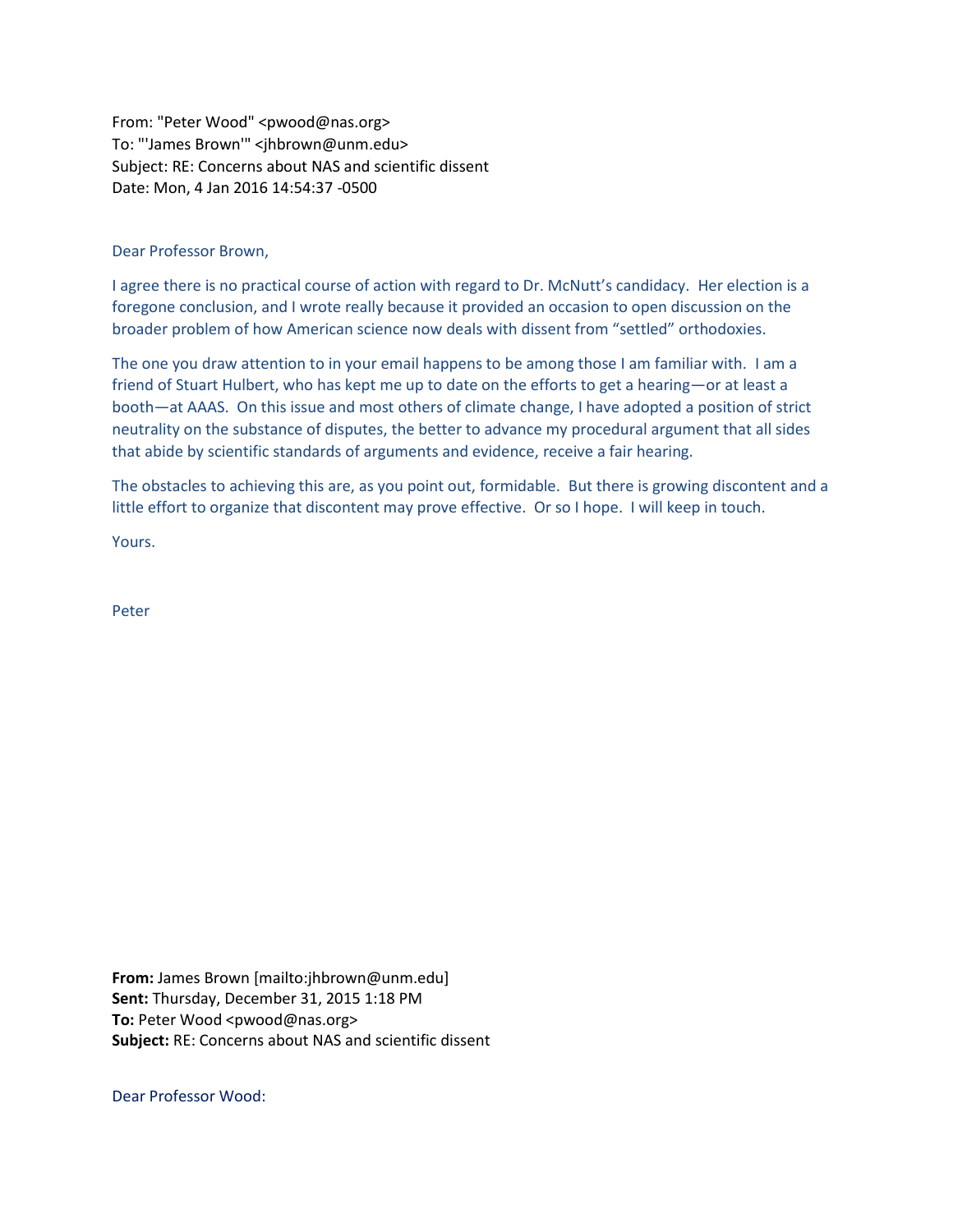From: "Peter Wood" <pwood@nas.org>
To: "'James Brown'" <jhbrown@unm.edu>
Subject: RE: Concerns about NAS and scientific dissent
Date: Mon, 4 Jan 2016 14:54:37 -0500

Dear Professor Brown,

I agree there is no practical course of action with regard to Dr. McNutt's candidacy. Her election is a foregone conclusion, and I wrote really because it provided an occasion to open discussion on the broader problem of how American science now deals with dissent from "settled" orthodoxies.

The one you draw attention to in your email happens to be among those I am familiar with. I am a friend of Stuart Hulbert, who has kept me up to date on the efforts to get a hearing—or at least a booth—at AAAS. On this issue and most others of climate change, I have adopted a position of strict neutrality on the substance of disputes, the better to advance my procedural argument that all sides that abide by scientific standards of arguments and evidence, receive a fair hearing.

The obstacles to achieving this are, as you point out, formidable. But there is growing discontent and a little effort to organize that discontent may prove effective. Or so I hope. I will keep in touch.

Yours.

Peter

**From:** James Brown [mailto:jhbrown@unm.edu]
**Sent:** Thursday, December 31, 2015 1:18 PM
**To:** Peter Wood <pwood@nas.org>
**Subject:** RE: Concerns about NAS and scientific dissent

Dear Professor Wood: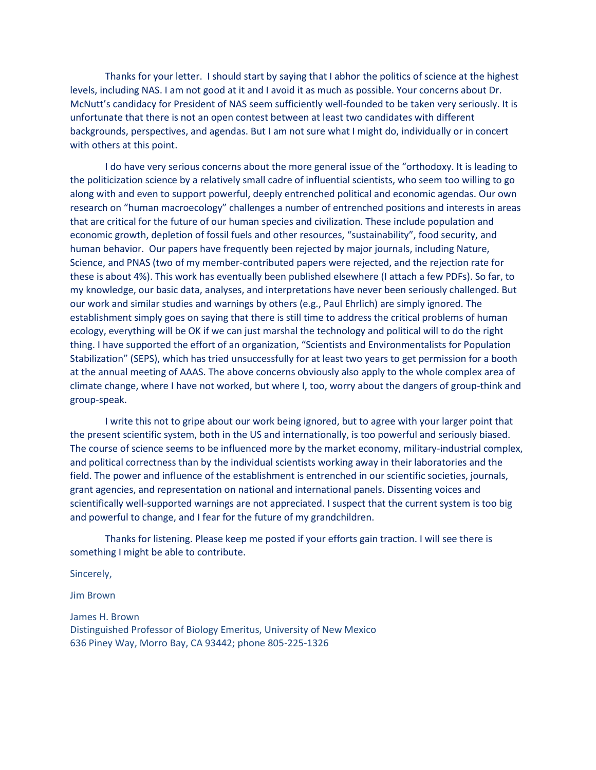Thanks for your letter. I should start by saying that I abhor the politics of science at the highest levels, including NAS. I am not good at it and I avoid it as much as possible. Your concerns about Dr. McNutt's candidacy for President of NAS seem sufficiently well-founded to be taken very seriously. It is unfortunate that there is not an open contest between at least two candidates with different backgrounds, perspectives, and agendas. But I am not sure what I might do, individually or in concert with others at this point.

I do have very serious concerns about the more general issue of the "orthodoxy. It is leading to the politicization science by a relatively small cadre of influential scientists, who seem too willing to go along with and even to support powerful, deeply entrenched political and economic agendas. Our own research on "human macroecology" challenges a number of entrenched positions and interests in areas that are critical for the future of our human species and civilization. These include population and economic growth, depletion of fossil fuels and other resources, "sustainability", food security, and human behavior. Our papers have frequently been rejected by major journals, including Nature, Science, and PNAS (two of my member-contributed papers were rejected, and the rejection rate for these is about 4%). This work has eventually been published elsewhere (I attach a few PDFs). So far, to my knowledge, our basic data, analyses, and interpretations have never been seriously challenged. But our work and similar studies and warnings by others (e.g., Paul Ehrlich) are simply ignored. The establishment simply goes on saying that there is still time to address the critical problems of human ecology, everything will be OK if we can just marshal the technology and political will to do the right thing. I have supported the effort of an organization, "Scientists and Environmentalists for Population Stabilization" (SEPS), which has tried unsuccessfully for at least two years to get permission for a booth at the annual meeting of AAAS. The above concerns obviously also apply to the whole complex area of climate change, where I have not worked, but where I, too, worry about the dangers of group-think and group-speak.

I write this not to gripe about our work being ignored, but to agree with your larger point that the present scientific system, both in the US and internationally, is too powerful and seriously biased. The course of science seems to be influenced more by the market economy, military-industrial complex, and political correctness than by the individual scientists working away in their laboratories and the field. The power and influence of the establishment is entrenched in our scientific societies, journals, grant agencies, and representation on national and international panels. Dissenting voices and scientifically well-supported warnings are not appreciated. I suspect that the current system is too big and powerful to change, and I fear for the future of my grandchildren.

Thanks for listening. Please keep me posted if your efforts gain traction. I will see there is something I might be able to contribute.

Sincerely,

Jim Brown

James H. Brown
Distinguished Professor of Biology Emeritus, University of New Mexico
636 Piney Way, Morro Bay, CA 93442; phone 805-225-1326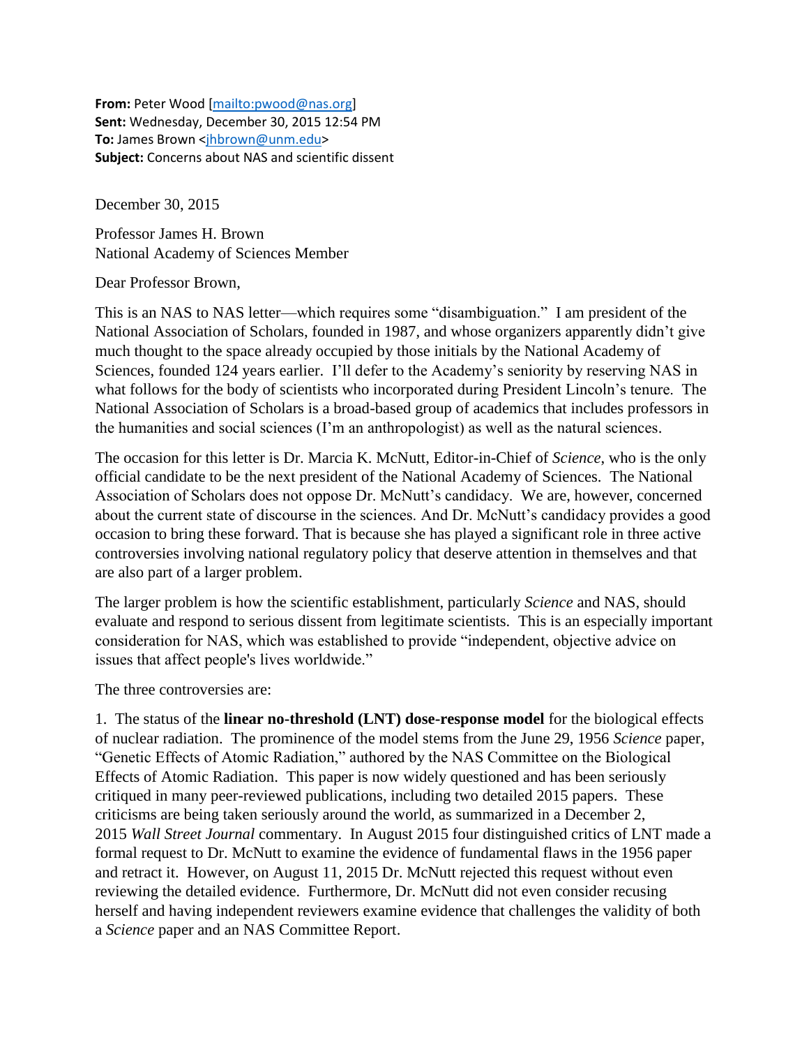**From:** Peter Wood [mailto:pwood@nas.org]
**Sent:** Wednesday, December 30, 2015 12:54 PM
**To:** James Brown <jhbrown@unm.edu>
**Subject:** Concerns about NAS and scientific dissent

December 30, 2015

Professor James H. Brown
National Academy of Sciences Member

Dear Professor Brown,

This is an NAS to NAS letter—which requires some "disambiguation." I am president of the National Association of Scholars, founded in 1987, and whose organizers apparently didn't give much thought to the space already occupied by those initials by the National Academy of Sciences, founded 124 years earlier. I'll defer to the Academy's seniority by reserving NAS in what follows for the body of scientists who incorporated during President Lincoln's tenure. The National Association of Scholars is a broad-based group of academics that includes professors in the humanities and social sciences (I'm an anthropologist) as well as the natural sciences.

The occasion for this letter is Dr. Marcia K. McNutt, Editor-in-Chief of *Science*, who is the only official candidate to be the next president of the National Academy of Sciences. The National Association of Scholars does not oppose Dr. McNutt's candidacy. We are, however, concerned about the current state of discourse in the sciences. And Dr. McNutt's candidacy provides a good occasion to bring these forward. That is because she has played a significant role in three active controversies involving national regulatory policy that deserve attention in themselves and that are also part of a larger problem.

The larger problem is how the scientific establishment, particularly *Science* and NAS, should evaluate and respond to serious dissent from legitimate scientists. This is an especially important consideration for NAS, which was established to provide "independent, objective advice on issues that affect people's lives worldwide."

The three controversies are:

1. The status of the **linear no-threshold (LNT) dose-response model** for the biological effects of nuclear radiation. The prominence of the model stems from the June 29, 1956 *Science* paper, "Genetic Effects of Atomic Radiation," authored by the NAS Committee on the Biological Effects of Atomic Radiation. This paper is now widely questioned and has been seriously critiqued in many peer-reviewed publications, including two detailed 2015 papers. These criticisms are being taken seriously around the world, as summarized in a December 2, 2015 *Wall Street Journal* commentary. In August 2015 four distinguished critics of LNT made a formal request to Dr. McNutt to examine the evidence of fundamental flaws in the 1956 paper and retract it. However, on August 11, 2015 Dr. McNutt rejected this request without even reviewing the detailed evidence. Furthermore, Dr. McNutt did not even consider recusing herself and having independent reviewers examine evidence that challenges the validity of both a *Science* paper and an NAS Committee Report.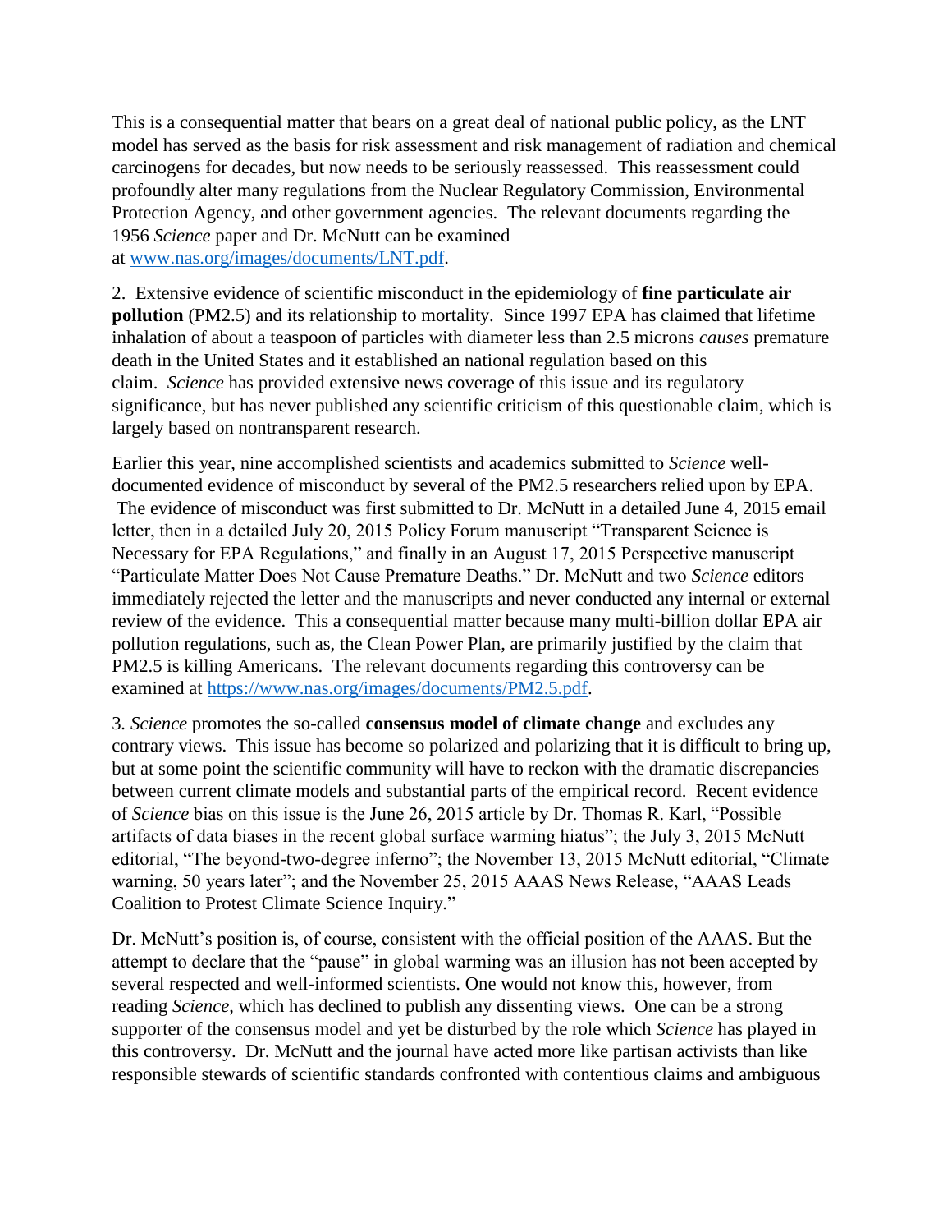This is a consequential matter that bears on a great deal of national public policy, as the LNT model has served as the basis for risk assessment and risk management of radiation and chemical carcinogens for decades, but now needs to be seriously reassessed. This reassessment could profoundly alter many regulations from the Nuclear Regulatory Commission, Environmental Protection Agency, and other government agencies. The relevant documents regarding the 1956 *Science* paper and Dr. McNutt can be examined at [www.nas.org/images/documents/LNT.pdf](www.nas.org/images/documents/LNT.pdf).

2. Extensive evidence of scientific misconduct in the epidemiology of **fine particulate air pollution** (PM2.5) and its relationship to mortality. Since 1997 EPA has claimed that lifetime inhalation of about a teaspoon of particles with diameter less than 2.5 microns *causes* premature death in the United States and it established an national regulation based on this claim. *Science* has provided extensive news coverage of this issue and its regulatory significance, but has never published any scientific criticism of this questionable claim, which is largely based on nontransparent research.

Earlier this year, nine accomplished scientists and academics submitted to *Science* well-documented evidence of misconduct by several of the PM2.5 researchers relied upon by EPA. The evidence of misconduct was first submitted to Dr. McNutt in a detailed June 4, 2015 email letter, then in a detailed July 20, 2015 Policy Forum manuscript "Transparent Science is Necessary for EPA Regulations," and finally in an August 17, 2015 Perspective manuscript "Particulate Matter Does Not Cause Premature Deaths." Dr. McNutt and two *Science* editors immediately rejected the letter and the manuscripts and never conducted any internal or external review of the evidence. This a consequential matter because many multi-billion dollar EPA air pollution regulations, such as, the Clean Power Plan, are primarily justified by the claim that PM2.5 is killing Americans. The relevant documents regarding this controversy can be examined at [https://www.nas.org/images/documents/PM2.5.pdf](https://www.nas.org/images/documents/PM2.5.pdf).

3. *Science* promotes the so-called **consensus model of climate change** and excludes any contrary views. This issue has become so polarized and polarizing that it is difficult to bring up, but at some point the scientific community will have to reckon with the dramatic discrepancies between current climate models and substantial parts of the empirical record. Recent evidence of *Science* bias on this issue is the June 26, 2015 article by Dr. Thomas R. Karl, "Possible artifacts of data biases in the recent global surface warming hiatus"; the July 3, 2015 McNutt editorial, "The beyond-two-degree inferno"; the November 13, 2015 McNutt editorial, "Climate warning, 50 years later"; and the November 25, 2015 AAAS News Release, "AAAS Leads Coalition to Protest Climate Science Inquiry."

Dr. McNutt's position is, of course, consistent with the official position of the AAAS. But the attempt to declare that the "pause" in global warming was an illusion has not been accepted by several respected and well-informed scientists. One would not know this, however, from reading *Science*, which has declined to publish any dissenting views. One can be a strong supporter of the consensus model and yet be disturbed by the role which *Science* has played in this controversy. Dr. McNutt and the journal have acted more like partisan activists than like responsible stewards of scientific standards confronted with contentious claims and ambiguous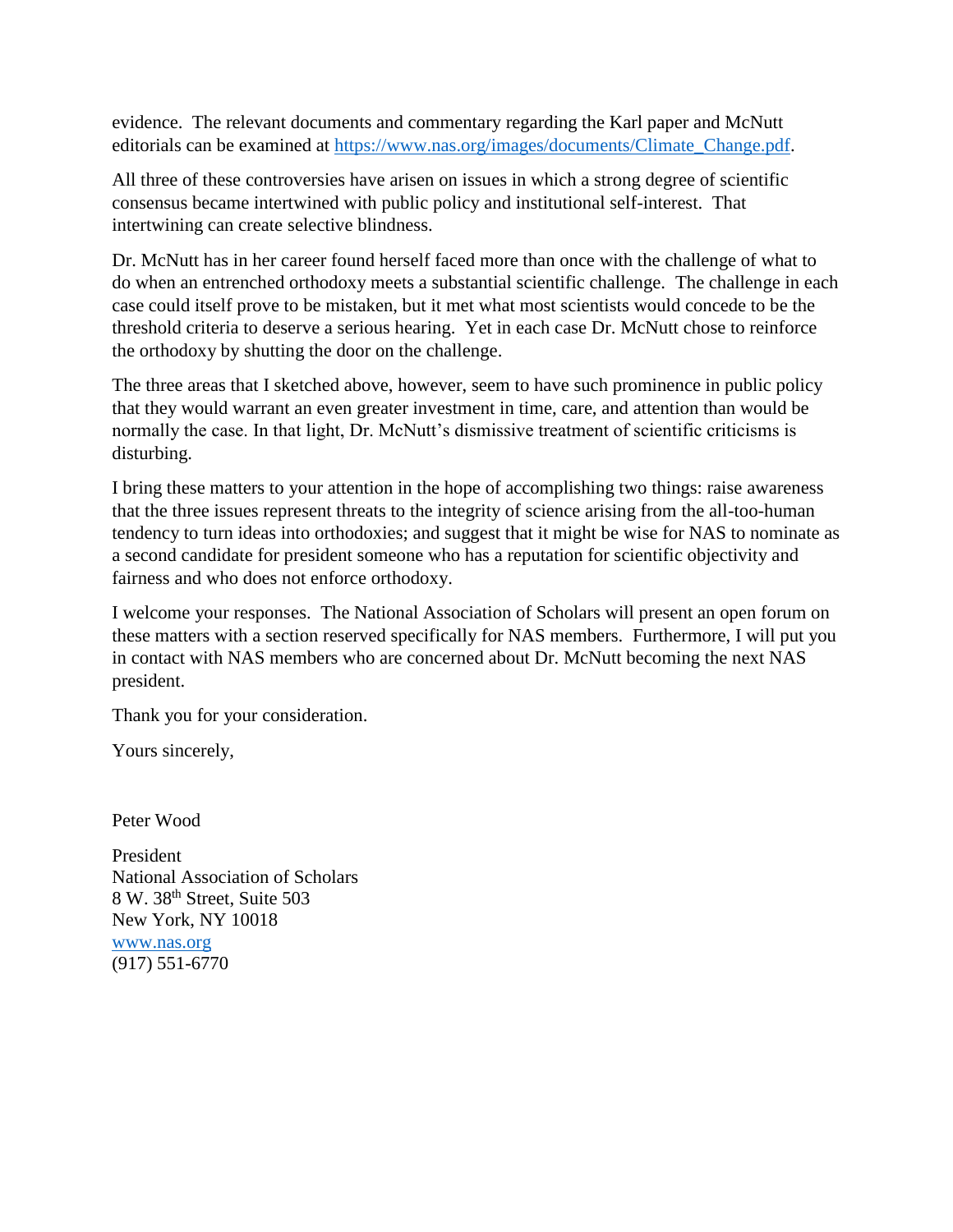evidence. The relevant documents and commentary regarding the Karl paper and McNutt editorials can be examined at [https://www.nas.org/images/documents/Climate_Change.pdf](https://www.nas.org/images/documents/Climate_Change.pdf).

All three of these controversies have arisen on issues in which a strong degree of scientific consensus became intertwined with public policy and institutional self-interest. That intertwining can create selective blindness.

Dr. McNutt has in her career found herself faced more than once with the challenge of what to do when an entrenched orthodoxy meets a substantial scientific challenge. The challenge in each case could itself prove to be mistaken, but it met what most scientists would concede to be the threshold criteria to deserve a serious hearing. Yet in each case Dr. McNutt chose to reinforce the orthodoxy by shutting the door on the challenge.

The three areas that I sketched above, however, seem to have such prominence in public policy that they would warrant an even greater investment in time, care, and attention than would be normally the case. In that light, Dr. McNutt's dismissive treatment of scientific criticisms is disturbing.

I bring these matters to your attention in the hope of accomplishing two things: raise awareness that the three issues represent threats to the integrity of science arising from the all-too-human tendency to turn ideas into orthodoxies; and suggest that it might be wise for NAS to nominate as a second candidate for president someone who has a reputation for scientific objectivity and fairness and who does not enforce orthodoxy.

I welcome your responses. The National Association of Scholars will present an open forum on these matters with a section reserved specifically for NAS members. Furthermore, I will put you in contact with NAS members who are concerned about Dr. McNutt becoming the next NAS president.

Thank you for your consideration.

Yours sincerely,

Peter Wood

President  
National Association of Scholars  
8 W. 38th Street, Suite 503  
New York, NY 10018  
[www.nas.org](http://www.nas.org)  
(917) 551-6770